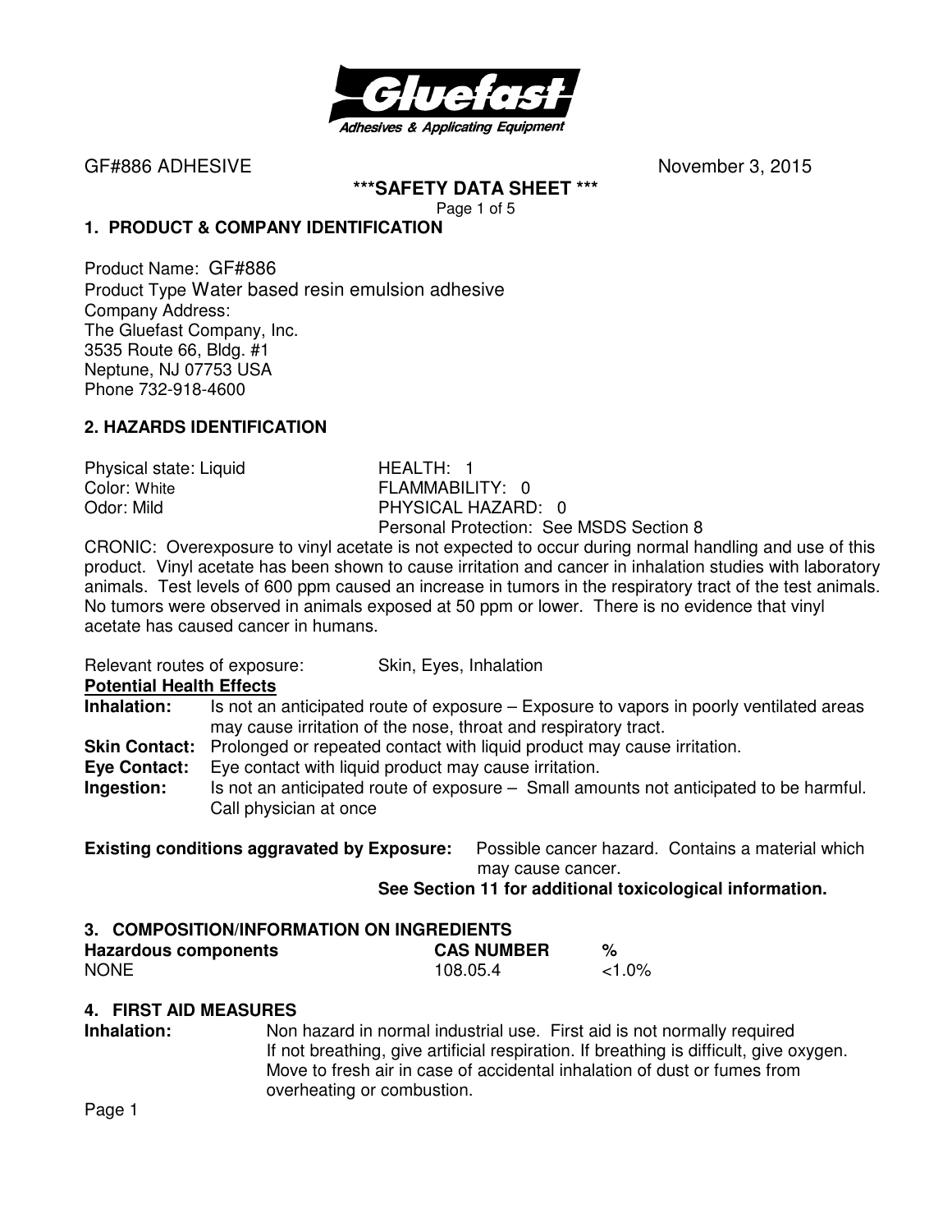GF#886 ADHESIVE November 3, 2015

# ***SAFETY DATA SHEET ***

## 1. PRODUCT & COMPANY IDENTIFICATION

Product Name: GF#886
Product Type Water based resin emulsion adhesive
Company Address:
The Gluefast Company, Inc.
3535 Route 66, Bldg. #1
Neptune, NJ 07753 USA
Phone 732-918-4600

## 2. HAZARDS IDENTIFICATION

| | |
|---|---|
| Physical state: Liquid | HEALTH: 1 |
| Color: White | FLAMMABILITY: 0 |
| Odor: Mild | PHYSICAL HAZARD: 0 |
| | Personal Protection: See MSDS Section 8 |

CRONIC: Overexposure to vinyl acetate is not expected to occur during normal handling and use of this product. Vinyl acetate has been shown to cause irritation and cancer in inhalation studies with laboratory animals. Test levels of 600 ppm caused an increase in tumors in the respiratory tract of the test animals. No tumors were observed in animals exposed at 50 ppm or lower. There is no evidence that vinyl acetate has caused cancer in humans.

Relevant routes of exposure: Skin, Eyes, Inhalation

**Potential Health Effects**

**Inhalation:** Is not an anticipated route of exposure – Exposure to vapors in poorly ventilated areas may cause irritation of the nose, throat and respiratory tract.

**Skin Contact:** Prolonged or repeated contact with liquid product may cause irritation.

**Eye Contact:** Eye contact with liquid product may cause irritation.

**Ingestion:** Is not an anticipated route of exposure – Small amounts not anticipated to be harmful. Call physician at once

**Existing conditions aggravated by Exposure:** Possible cancer hazard. Contains a material which may cause cancer.

**See Section 11 for additional toxicological information.**

## 3. COMPOSITION/INFORMATION ON INGREDIENTS

| Hazardous components | CAS NUMBER | % |
|---|---|---|
| NONE | 108.05.4 | <1.0% |

## 4. FIRST AID MEASURES

**Inhalation:** Non hazard in normal industrial use. First aid is not normally required If not breathing, give artificial respiration. If breathing is difficult, give oxygen. Move to fresh air in case of accidental inhalation of dust or fumes from overheating or combustion.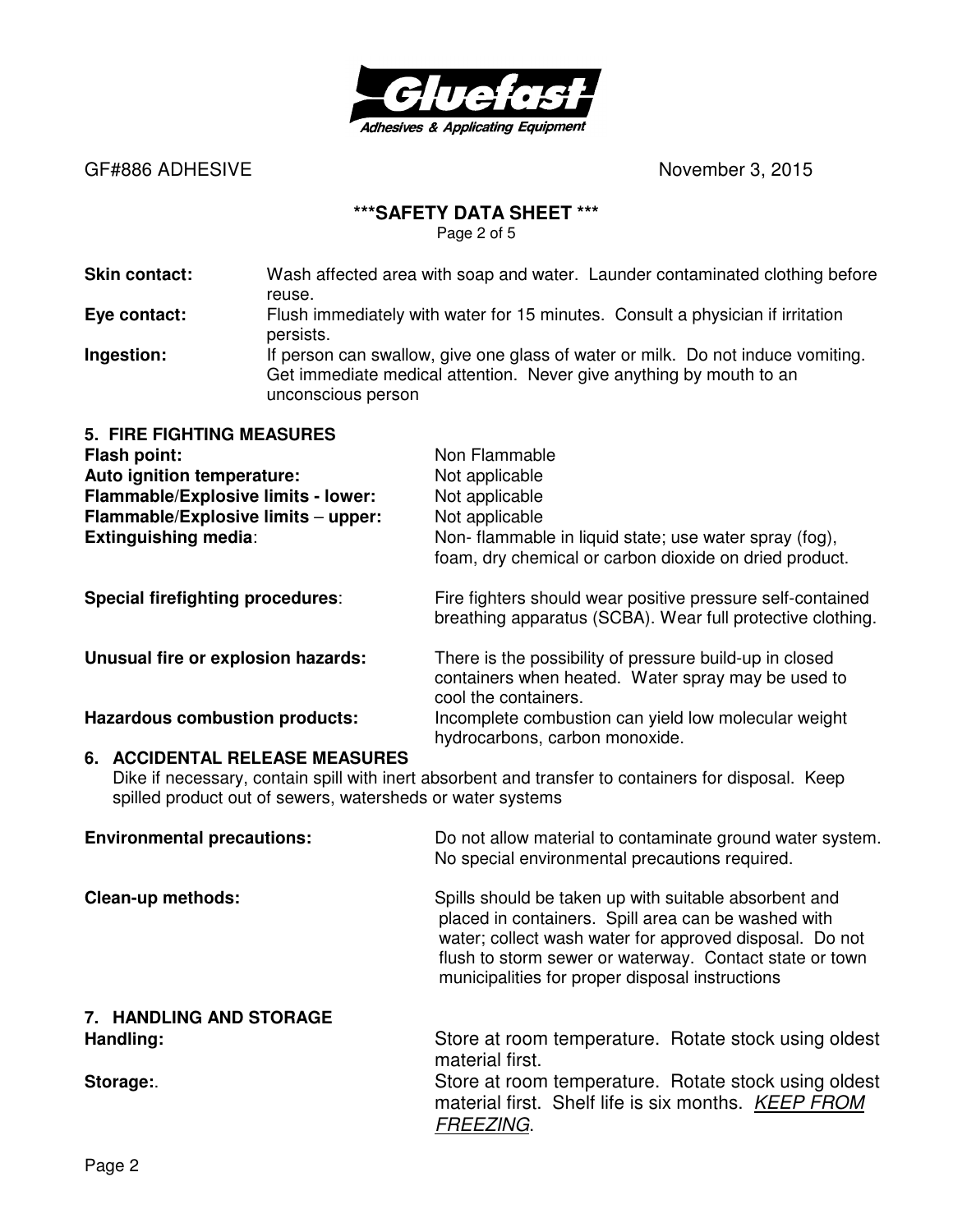**Skin contact:** Wash affected area with soap and water. Launder contaminated clothing before reuse.

**Eye contact:** Flush immediately with water for 15 minutes. Consult a physician if irritation persists.

**Ingestion:** If person can swallow, give one glass of water or milk. Do not induce vomiting. Get immediate medical attention. Never give anything by mouth to an unconscious person

## 5. FIRE FIGHTING MEASURES

**Flash point:** Non Flammable

**Auto ignition temperature:** Not applicable

**Flammable/Explosive limits - lower:** Not applicable

**Flammable/Explosive limits – upper:** Not applicable

**Extinguishing media**: Non- flammable in liquid state; use water spray (fog), foam, dry chemical or carbon dioxide on dried product.

**Special firefighting procedures**: Fire fighters should wear positive pressure self-contained breathing apparatus (SCBA). Wear full protective clothing.

**Unusual fire or explosion hazards:** There is the possibility of pressure build-up in closed containers when heated. Water spray may be used to cool the containers.

**Hazardous combustion products:** Incomplete combustion can yield low molecular weight hydrocarbons, carbon monoxide.

## 6. ACCIDENTAL RELEASE MEASURES

Dike if necessary, contain spill with inert absorbent and transfer to containers for disposal. Keep spilled product out of sewers, watersheds or water systems

**Environmental precautions:** Do not allow material to contaminate ground water system. No special environmental precautions required.

**Clean-up methods:** Spills should be taken up with suitable absorbent and placed in containers. Spill area can be washed with water; collect wash water for approved disposal. Do not flush to storm sewer or waterway. Contact state or town municipalities for proper disposal instructions

## 7. HANDLING AND STORAGE

**Handling:** Store at room temperature. Rotate stock using oldest material first.

**Storage:**. Store at room temperature. Rotate stock using oldest material first. Shelf life is six months. *KEEP FROM FREEZING*.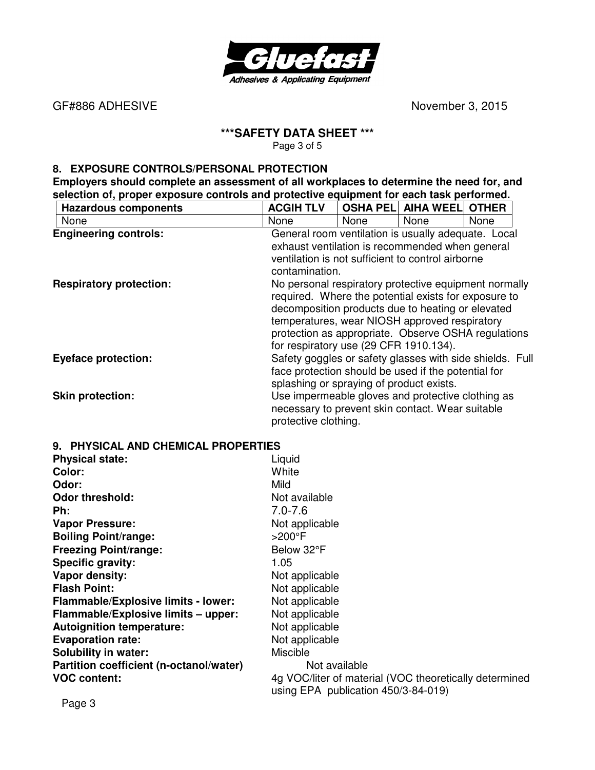GF#886 ADHESIVE November 3, 2015

**\*\*\*SAFETY DATA SHEET \*\*\***

## 8. EXPOSURE CONTROLS/PERSONAL PROTECTION

**Employers should complete an assessment of all workplaces to determine the need for, and selection of, proper exposure controls and protective equipment for each task performed.**

| Hazardous components | ACGIH TLV | OSHA PEL | AIHA WEEL | OTHER |
|---|---|---|---|---|
| None | None | None | None | None |

**Engineering controls:** General room ventilation is usually adequate. Local exhaust ventilation is recommended when general ventilation is not sufficient to control airborne contamination.

**Respiratory protection:** No personal respiratory protective equipment normally required. Where the potential exists for exposure to decomposition products due to heating or elevated temperatures, wear NIOSH approved respiratory protection as appropriate. Observe OSHA regulations for respiratory use (29 CFR 1910.134).

**Eyeface protection:** Safety goggles or safety glasses with side shields. Full face protection should be used if the potential for splashing or spraying of product exists.

**Skin protection:** Use impermeable gloves and protective clothing as necessary to prevent skin contact. Wear suitable protective clothing.

## 9. PHYSICAL AND CHEMICAL PROPERTIES

**Physical state:** Liquid
**Color:** White
**Odor:** Mild
**Odor threshold:** Not available
**Ph:** 7.0-7.6
**Vapor Pressure:** Not applicable
**Boiling Point/range:** >200°F
**Freezing Point/range:** Below 32°F
**Specific gravity:** 1.05
**Vapor density:** Not applicable
**Flash Point:** Not applicable
**Flammable/Explosive limits - lower:** Not applicable
**Flammable/Explosive limits – upper:** Not applicable
**Autoignition temperature:** Not applicable
**Evaporation rate:** Not applicable
**Solubility in water:** Miscible
**Partition coefficient (n-octanol/water)** Not available
**VOC content:** 4g VOC/liter of material (VOC theoretically determined using EPA publication 450/3-84-019)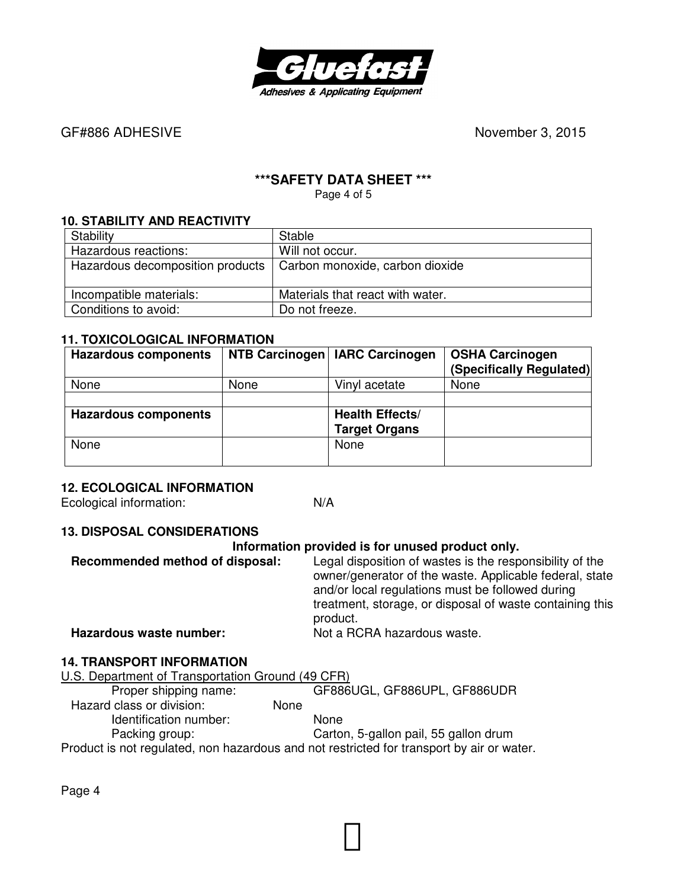GF#886 ADHESIVE November 3, 2015

**\*\*\*SAFETY DATA SHEET \*\*\***

## 10. STABILITY AND REACTIVITY

| Stability | Stable |
|---|---|
| Hazardous reactions: | Will not occur. |
| Hazardous decomposition products | Carbon monoxide, carbon dioxide |
| Incompatible materials: | Materials that react with water. |
| Conditions to avoid: | Do not freeze. |

## 11. TOXICOLOGICAL INFORMATION

| **Hazardous components** | **NTB Carcinogen** | **IARC Carcinogen** | **OSHA Carcinogen (Specifically Regulated)** |
|---|---|---|---|
| None | None | Vinyl acetate | None |
| | | | |
| **Hazardous components** | | **Health Effects/ Target Organs** | |
| None | | None | |

## 12. ECOLOGICAL INFORMATION

Ecological information: N/A

## 13. DISPOSAL CONSIDERATIONS

**Information provided is for unused product only.**

**Recommended method of disposal:** Legal disposition of wastes is the responsibility of the owner/generator of the waste. Applicable federal, state and/or local regulations must be followed during treatment, storage, or disposal of waste containing this product.

**Hazardous waste number:** Not a RCRA hazardous waste.

## 14. TRANSPORT INFORMATION

U.S. Department of Transportation Ground (49 CFR)

Proper shipping name: GF886UGL, GF886UPL, GF886UDR

Hazard class or division: None

Identification number: None

Packing group: Carton, 5-gallon pail, 55 gallon drum

Product is not regulated, non hazardous and not restricted for transport by air or water.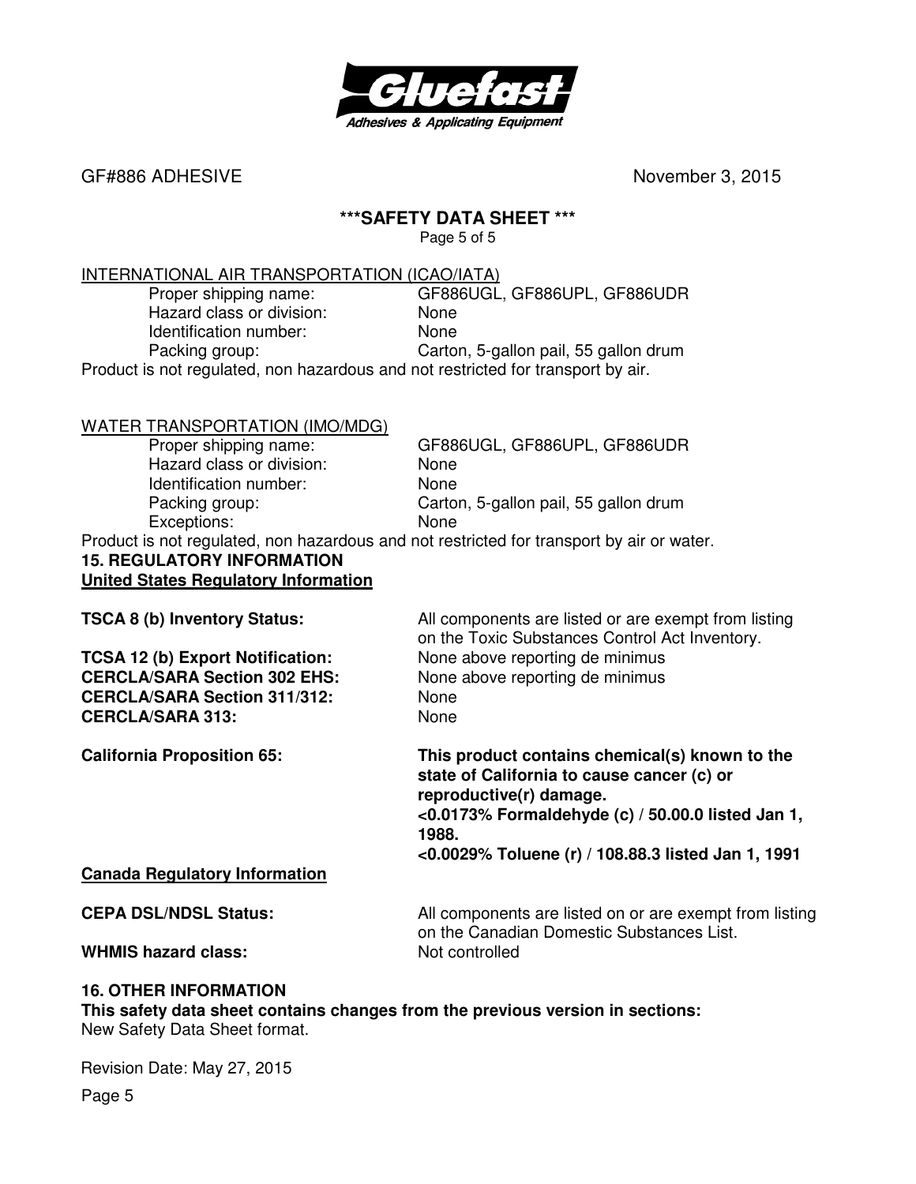INTERNATIONAL AIR TRANSPORTATION (ICAO/IATA)

| | |
|---|---|
| Proper shipping name: | GF886UGL, GF886UPL, GF886UDR |
| Hazard class or division: | None |
| Identification number: | None |
| Packing group: | Carton, 5-gallon pail, 55 gallon drum |

Product is not regulated, non hazardous and not restricted for transport by air.

WATER TRANSPORTATION (IMO/MDG)

| | |
|---|---|
| Proper shipping name: | GF886UGL, GF886UPL, GF886UDR |
| Hazard class or division: | None |
| Identification number: | None |
| Packing group: | Carton, 5-gallon pail, 55 gallon drum |
| Exceptions: | None |

Product is not regulated, non hazardous and not restricted for transport by air or water.

## 15. REGULATORY INFORMATION

**United States Regulatory Information**

| | |
|---|---|
| **TSCA 8 (b) Inventory Status:** | All components are listed or are exempt from listing on the Toxic Substances Control Act Inventory. |
| **TCSA 12 (b) Export Notification:** | None above reporting de minimus |
| **CERCLA/SARA Section 302 EHS:** | None above reporting de minimus |
| **CERCLA/SARA Section 311/312:** | None |
| **CERCLA/SARA 313:** | None |
| **California Proposition 65:** | **This product contains chemical(s) known to the state of California to cause cancer (c) or reproductive(r) damage.** **<0.0173% Formaldehyde (c) / 50.00.0 listed Jan 1, 1988.** **<0.0029% Toluene (r) / 108.88.3 listed Jan 1, 1991** |

**Canada Regulatory Information**

| | |
|---|---|
| **CEPA DSL/NDSL Status:** | All components are listed on or are exempt from listing on the Canadian Domestic Substances List. |
| **WHMIS hazard class:** | Not controlled |

## 16. OTHER INFORMATION

**This safety data sheet contains changes from the previous version in sections:**
New Safety Data Sheet format.

Revision Date: May 27, 2015